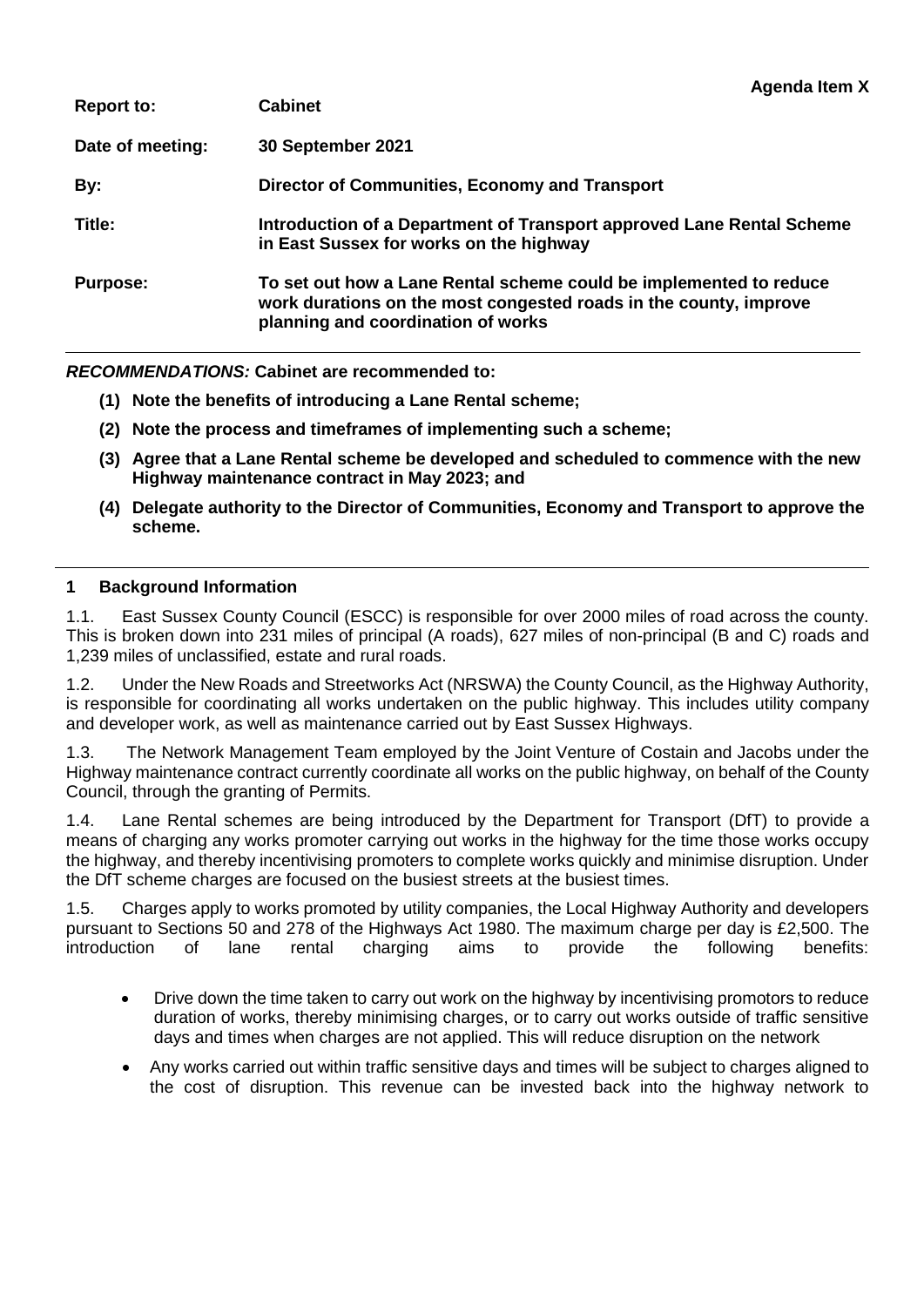**Agenda Item X**

| | |
|---|---|
| **Report to:** | **Cabinet** |
| **Date of meeting:** | **30 September 2021** |
| **By:** | **Director of Communities, Economy and Transport** |
| **Title:** | **Introduction of a Department of Transport approved Lane Rental Scheme in East Sussex for works on the highway** |
| **Purpose:** | **To set out how a Lane Rental scheme could be implemented to reduce work durations on the most congested roads in the county, improve planning and coordination of works** |

***RECOMMENDATIONS:*** **Cabinet are recommended to:**

1. **Note the benefits of introducing a Lane Rental scheme;**
2. **Note the process and timeframes of implementing such a scheme;**
3. **Agree that a Lane Rental scheme be developed and scheduled to commence with the new Highway maintenance contract in May 2023; and**
4. **Delegate authority to the Director of Communities, Economy and Transport to approve the scheme.**

## 1 Background Information

1.1. East Sussex County Council (ESCC) is responsible for over 2000 miles of road across the county. This is broken down into 231 miles of principal (A roads), 627 miles of non-principal (B and C) roads and 1,239 miles of unclassified, estate and rural roads.

1.2. Under the New Roads and Streetworks Act (NRSWA) the County Council, as the Highway Authority, is responsible for coordinating all works undertaken on the public highway. This includes utility company and developer work, as well as maintenance carried out by East Sussex Highways.

1.3. The Network Management Team employed by the Joint Venture of Costain and Jacobs under the Highway maintenance contract currently coordinate all works on the public highway, on behalf of the County Council, through the granting of Permits.

1.4. Lane Rental schemes are being introduced by the Department for Transport (DfT) to provide a means of charging any works promoter carrying out works in the highway for the time those works occupy the highway, and thereby incentivising promoters to complete works quickly and minimise disruption. Under the DfT scheme charges are focused on the busiest streets at the busiest times.

1.5. Charges apply to works promoted by utility companies, the Local Highway Authority and developers pursuant to Sections 50 and 278 of the Highways Act 1980. The maximum charge per day is £2,500. The introduction of lane rental charging aims to provide the following benefits:

- Drive down the time taken to carry out work on the highway by incentivising promotors to reduce duration of works, thereby minimising charges, or to carry out works outside of traffic sensitive days and times when charges are not applied. This will reduce disruption on the network
- Any works carried out within traffic sensitive days and times will be subject to charges aligned to the cost of disruption. This revenue can be invested back into the highway network to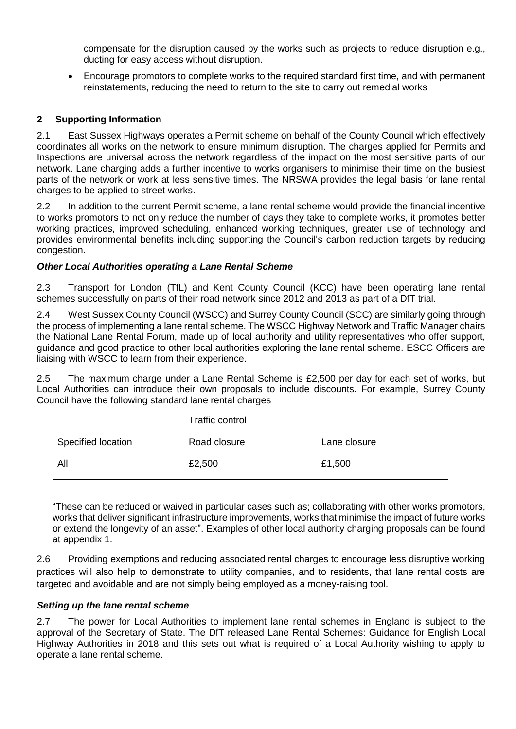compensate for the disruption caused by the works such as projects to reduce disruption e.g., ducting for easy access without disruption.

- Encourage promotors to complete works to the required standard first time, and with permanent reinstatements, reducing the need to return to the site to carry out remedial works

## 2 Supporting Information

2.1 East Sussex Highways operates a Permit scheme on behalf of the County Council which effectively coordinates all works on the network to ensure minimum disruption. The charges applied for Permits and Inspections are universal across the network regardless of the impact on the most sensitive parts of our network. Lane charging adds a further incentive to works organisers to minimise their time on the busiest parts of the network or work at less sensitive times. The NRSWA provides the legal basis for lane rental charges to be applied to street works.

2.2 In addition to the current Permit scheme, a lane rental scheme would provide the financial incentive to works promotors to not only reduce the number of days they take to complete works, it promotes better working practices, improved scheduling, enhanced working techniques, greater use of technology and provides environmental benefits including supporting the Council's carbon reduction targets by reducing congestion.

### *Other Local Authorities operating a Lane Rental Scheme*

2.3 Transport for London (TfL) and Kent County Council (KCC) have been operating lane rental schemes successfully on parts of their road network since 2012 and 2013 as part of a DfT trial.

2.4 West Sussex County Council (WSCC) and Surrey County Council (SCC) are similarly going through the process of implementing a lane rental scheme. The WSCC Highway Network and Traffic Manager chairs the National Lane Rental Forum, made up of local authority and utility representatives who offer support, guidance and good practice to other local authorities exploring the lane rental scheme. ESCC Officers are liaising with WSCC to learn from their experience.

2.5 The maximum charge under a Lane Rental Scheme is £2,500 per day for each set of works, but Local Authorities can introduce their own proposals to include discounts. For example, Surrey County Council have the following standard lane rental charges

| | Traffic control | |
|---|---|---|
| Specified location | Road closure | Lane closure |
| All | £2,500 | £1,500 |

"These can be reduced or waived in particular cases such as; collaborating with other works promotors, works that deliver significant infrastructure improvements, works that minimise the impact of future works or extend the longevity of an asset". Examples of other local authority charging proposals can be found at appendix 1.

2.6 Providing exemptions and reducing associated rental charges to encourage less disruptive working practices will also help to demonstrate to utility companies, and to residents, that lane rental costs are targeted and avoidable and are not simply being employed as a money-raising tool.

### *Setting up the lane rental scheme*

2.7 The power for Local Authorities to implement lane rental schemes in England is subject to the approval of the Secretary of State. The DfT released Lane Rental Schemes: Guidance for English Local Highway Authorities in 2018 and this sets out what is required of a Local Authority wishing to apply to operate a lane rental scheme.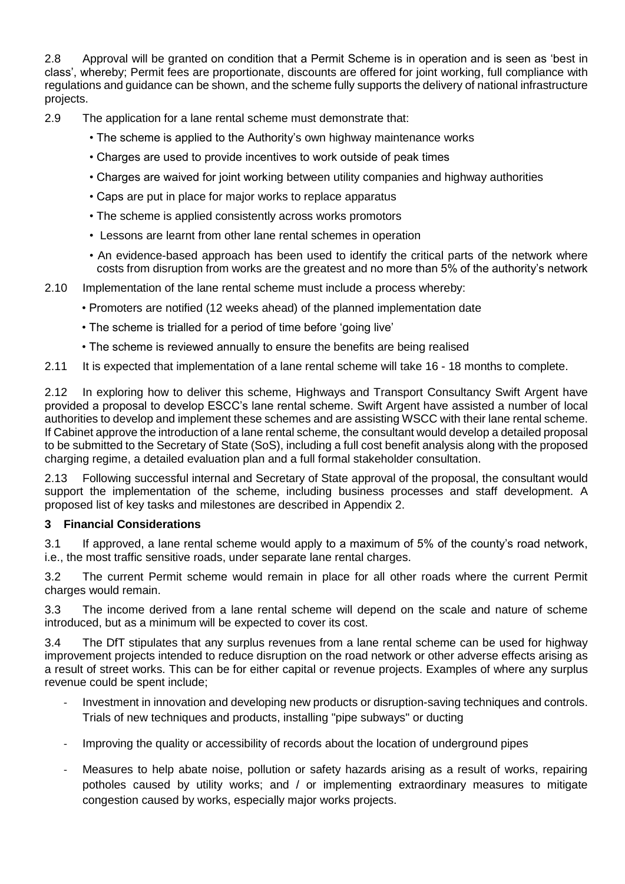2.8 Approval will be granted on condition that a Permit Scheme is in operation and is seen as 'best in class', whereby; Permit fees are proportionate, discounts are offered for joint working, full compliance with regulations and guidance can be shown, and the scheme fully supports the delivery of national infrastructure projects.

2.9 The application for a lane rental scheme must demonstrate that:

- The scheme is applied to the Authority's own highway maintenance works
- Charges are used to provide incentives to work outside of peak times
- Charges are waived for joint working between utility companies and highway authorities
- Caps are put in place for major works to replace apparatus
- The scheme is applied consistently across works promotors
- Lessons are learnt from other lane rental schemes in operation
- An evidence-based approach has been used to identify the critical parts of the network where costs from disruption from works are the greatest and no more than 5% of the authority's network

2.10 Implementation of the lane rental scheme must include a process whereby:

- Promoters are notified (12 weeks ahead) of the planned implementation date
- The scheme is trialled for a period of time before 'going live'
- The scheme is reviewed annually to ensure the benefits are being realised

2.11 It is expected that implementation of a lane rental scheme will take 16 - 18 months to complete.

2.12 In exploring how to deliver this scheme, Highways and Transport Consultancy Swift Argent have provided a proposal to develop ESCC's lane rental scheme. Swift Argent have assisted a number of local authorities to develop and implement these schemes and are assisting WSCC with their lane rental scheme. If Cabinet approve the introduction of a lane rental scheme, the consultant would develop a detailed proposal to be submitted to the Secretary of State (SoS), including a full cost benefit analysis along with the proposed charging regime, a detailed evaluation plan and a full formal stakeholder consultation.

2.13 Following successful internal and Secretary of State approval of the proposal, the consultant would support the implementation of the scheme, including business processes and staff development. A proposed list of key tasks and milestones are described in Appendix 2.

## 3 Financial Considerations

3.1 If approved, a lane rental scheme would apply to a maximum of 5% of the county's road network, i.e., the most traffic sensitive roads, under separate lane rental charges.

3.2 The current Permit scheme would remain in place for all other roads where the current Permit charges would remain.

3.3 The income derived from a lane rental scheme will depend on the scale and nature of scheme introduced, but as a minimum will be expected to cover its cost.

3.4 The DfT stipulates that any surplus revenues from a lane rental scheme can be used for highway improvement projects intended to reduce disruption on the road network or other adverse effects arising as a result of street works. This can be for either capital or revenue projects. Examples of where any surplus revenue could be spent include;

- Investment in innovation and developing new products or disruption-saving techniques and controls. Trials of new techniques and products, installing "pipe subways" or ducting
- Improving the quality or accessibility of records about the location of underground pipes
- Measures to help abate noise, pollution or safety hazards arising as a result of works, repairing potholes caused by utility works; and / or implementing extraordinary measures to mitigate congestion caused by works, especially major works projects.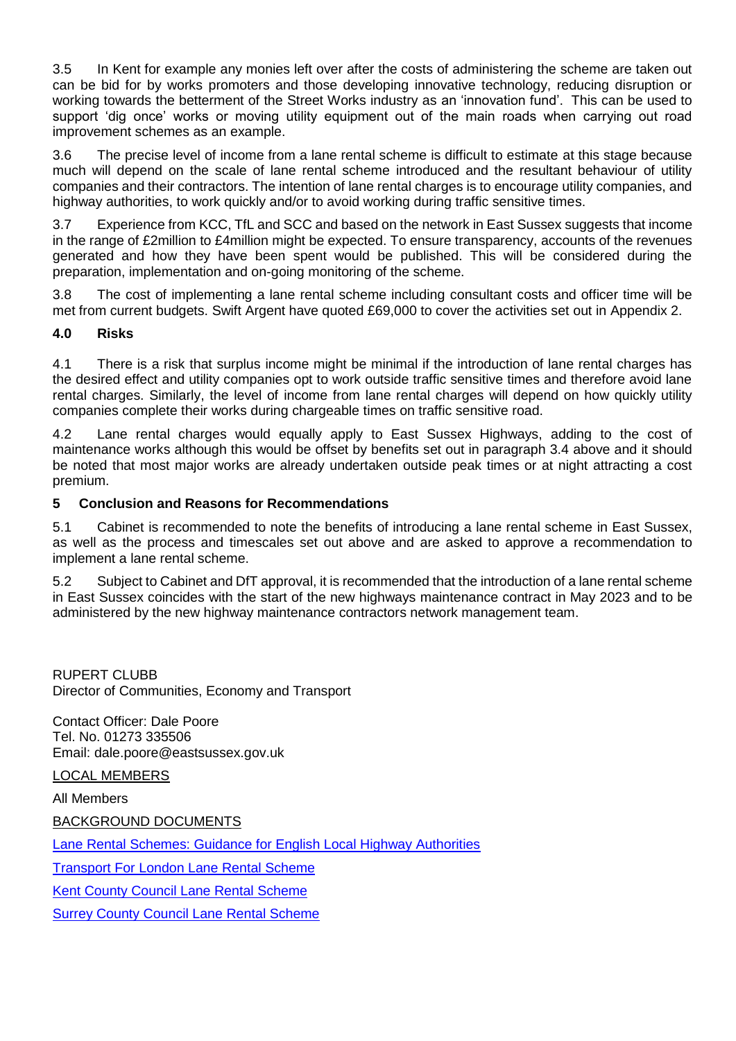3.5 In Kent for example any monies left over after the costs of administering the scheme are taken out can be bid for by works promoters and those developing innovative technology, reducing disruption or working towards the betterment of the Street Works industry as an 'innovation fund'. This can be used to support 'dig once' works or moving utility equipment out of the main roads when carrying out road improvement schemes as an example.

3.6 The precise level of income from a lane rental scheme is difficult to estimate at this stage because much will depend on the scale of lane rental scheme introduced and the resultant behaviour of utility companies and their contractors. The intention of lane rental charges is to encourage utility companies, and highway authorities, to work quickly and/or to avoid working during traffic sensitive times.

3.7 Experience from KCC, TfL and SCC and based on the network in East Sussex suggests that income in the range of £2million to £4million might be expected. To ensure transparency, accounts of the revenues generated and how they have been spent would be published. This will be considered during the preparation, implementation and on-going monitoring of the scheme.

3.8 The cost of implementing a lane rental scheme including consultant costs and officer time will be met from current budgets. Swift Argent have quoted £69,000 to cover the activities set out in Appendix 2.

**4.0 Risks**

4.1 There is a risk that surplus income might be minimal if the introduction of lane rental charges has the desired effect and utility companies opt to work outside traffic sensitive times and therefore avoid lane rental charges. Similarly, the level of income from lane rental charges will depend on how quickly utility companies complete their works during chargeable times on traffic sensitive road.

4.2 Lane rental charges would equally apply to East Sussex Highways, adding to the cost of maintenance works although this would be offset by benefits set out in paragraph 3.4 above and it should be noted that most major works are already undertaken outside peak times or at night attracting a cost premium.

**5 Conclusion and Reasons for Recommendations**

5.1 Cabinet is recommended to note the benefits of introducing a lane rental scheme in East Sussex, as well as the process and timescales set out above and are asked to approve a recommendation to implement a lane rental scheme.

5.2 Subject to Cabinet and DfT approval, it is recommended that the introduction of a lane rental scheme in East Sussex coincides with the start of the new highways maintenance contract in May 2023 and to be administered by the new highway maintenance contractors network management team.

RUPERT CLUBB
Director of Communities, Economy and Transport

Contact Officer: Dale Poore
Tel. No. 01273 335506
Email: dale.poore@eastsussex.gov.uk

LOCAL MEMBERS

All Members

BACKGROUND DOCUMENTS

Lane Rental Schemes: Guidance for English Local Highway Authorities

Transport For London Lane Rental Scheme

Kent County Council Lane Rental Scheme

Surrey County Council Lane Rental Scheme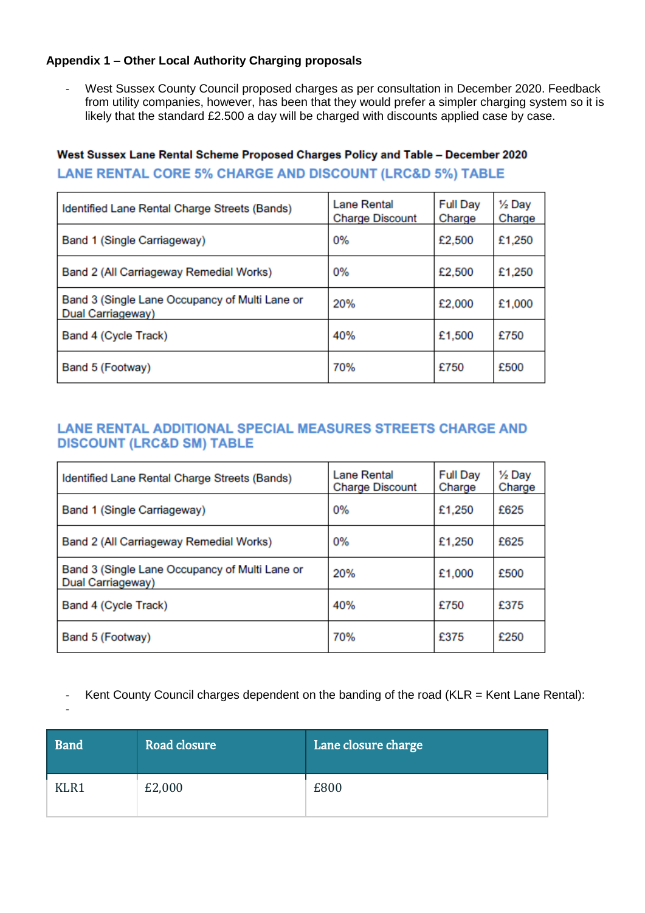**Appendix 1 – Other Local Authority Charging proposals**

- West Sussex County Council proposed charges as per consultation in December 2020. Feedback from utility companies, however, has been that they would prefer a simpler charging system so it is likely that the standard £2.500 a day will be charged with discounts applied case by case.

**West Sussex Lane Rental Scheme Proposed Charges Policy and Table – December 2020**

**LANE RENTAL CORE 5% CHARGE AND DISCOUNT (LRC&D 5%) TABLE**

| Identified Lane Rental Charge Streets (Bands) | Lane Rental Charge Discount | Full Day Charge | ½ Day Charge |
|---|---|---|---|
| Band 1 (Single Carriageway) | 0% | £2,500 | £1,250 |
| Band 2 (All Carriageway Remedial Works) | 0% | £2,500 | £1,250 |
| Band 3 (Single Lane Occupancy of Multi Lane or Dual Carriageway) | 20% | £2,000 | £1,000 |
| Band 4 (Cycle Track) | 40% | £1,500 | £750 |
| Band 5 (Footway) | 70% | £750 | £500 |

**LANE RENTAL ADDITIONAL SPECIAL MEASURES STREETS CHARGE AND DISCOUNT (LRC&D SM) TABLE**

| Identified Lane Rental Charge Streets (Bands) | Lane Rental Charge Discount | Full Day Charge | ½ Day Charge |
|---|---|---|---|
| Band 1 (Single Carriageway) | 0% | £1,250 | £625 |
| Band 2 (All Carriageway Remedial Works) | 0% | £1,250 | £625 |
| Band 3 (Single Lane Occupancy of Multi Lane or Dual Carriageway) | 20% | £1,000 | £500 |
| Band 4 (Cycle Track) | 40% | £750 | £375 |
| Band 5 (Footway) | 70% | £375 | £250 |

- Kent County Council charges dependent on the banding of the road (KLR = Kent Lane Rental):
-

| Band | Road closure | Lane closure charge |
|---|---|---|
| KLR1 | £2,000 | £800 |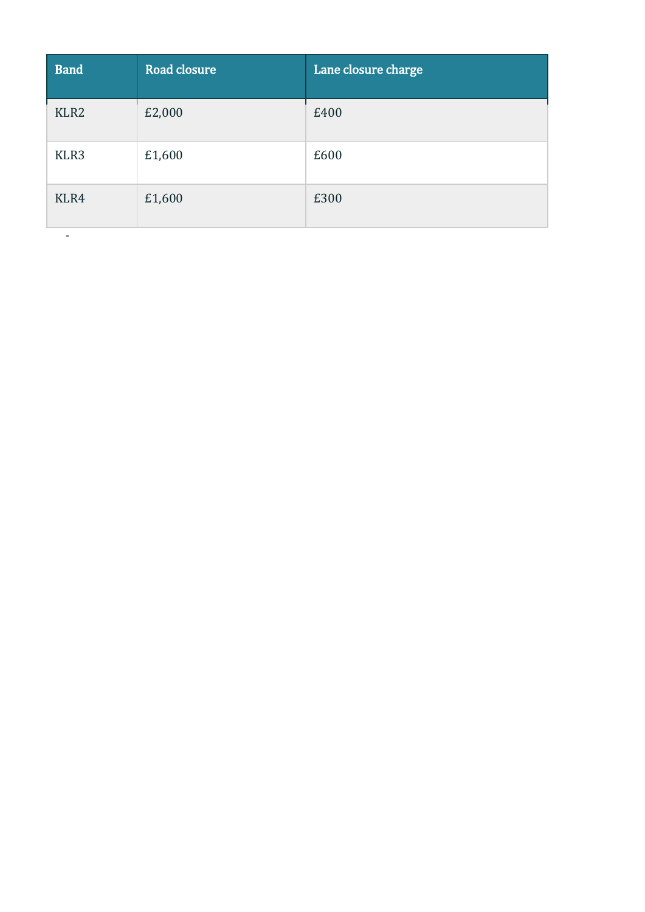| Band | Road closure | Lane closure charge |
|---|---|---|
| KLR2 | £2,000 | £400 |
| KLR3 | £1,600 | £600 |
| KLR4 | £1,600 | £300 |

-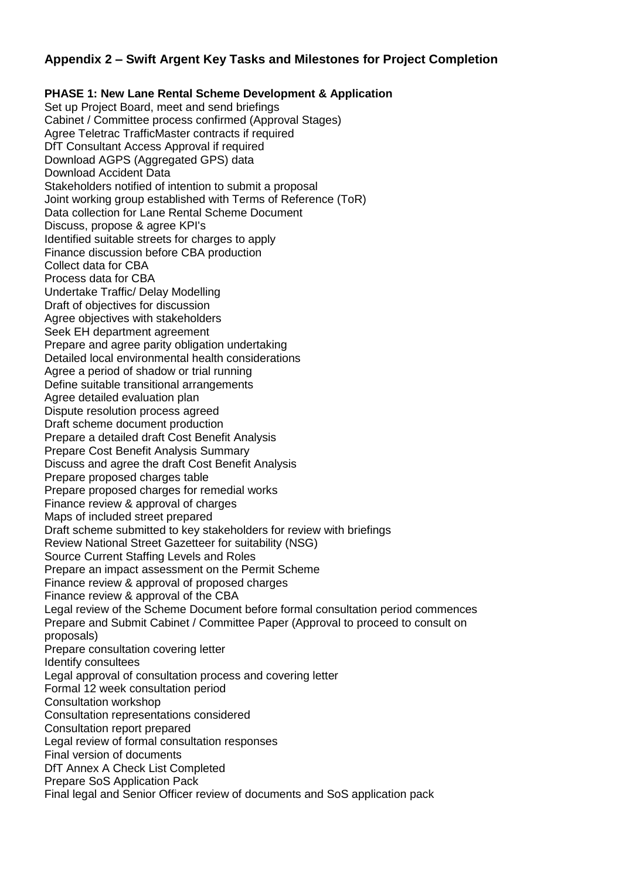## Appendix 2 – Swift Argent Key Tasks and Milestones for Project Completion

**PHASE 1: New Lane Rental Scheme Development & Application**

Set up Project Board, meet and send briefings
Cabinet / Committee process confirmed (Approval Stages)
Agree Teletrac TrafficMaster contracts if required
DfT Consultant Access Approval if required
Download AGPS (Aggregated GPS) data
Download Accident Data
Stakeholders notified of intention to submit a proposal
Joint working group established with Terms of Reference (ToR)
Data collection for Lane Rental Scheme Document
Discuss, propose & agree KPI's
Identified suitable streets for charges to apply
Finance discussion before CBA production
Collect data for CBA
Process data for CBA
Undertake Traffic/ Delay Modelling
Draft of objectives for discussion
Agree objectives with stakeholders
Seek EH department agreement
Prepare and agree parity obligation undertaking
Detailed local environmental health considerations
Agree a period of shadow or trial running
Define suitable transitional arrangements
Agree detailed evaluation plan
Dispute resolution process agreed
Draft scheme document production
Prepare a detailed draft Cost Benefit Analysis
Prepare Cost Benefit Analysis Summary
Discuss and agree the draft Cost Benefit Analysis
Prepare proposed charges table
Prepare proposed charges for remedial works
Finance review & approval of charges
Maps of included street prepared
Draft scheme submitted to key stakeholders for review with briefings
Review National Street Gazetteer for suitability (NSG)
Source Current Staffing Levels and Roles
Prepare an impact assessment on the Permit Scheme
Finance review & approval of proposed charges
Finance review & approval of the CBA
Legal review of the Scheme Document before formal consultation period commences
Prepare and Submit Cabinet / Committee Paper (Approval to proceed to consult on proposals)
Prepare consultation covering letter
Identify consultees
Legal approval of consultation process and covering letter
Formal 12 week consultation period
Consultation workshop
Consultation representations considered
Consultation report prepared
Legal review of formal consultation responses
Final version of documents
DfT Annex A Check List Completed
Prepare SoS Application Pack
Final legal and Senior Officer review of documents and SoS application pack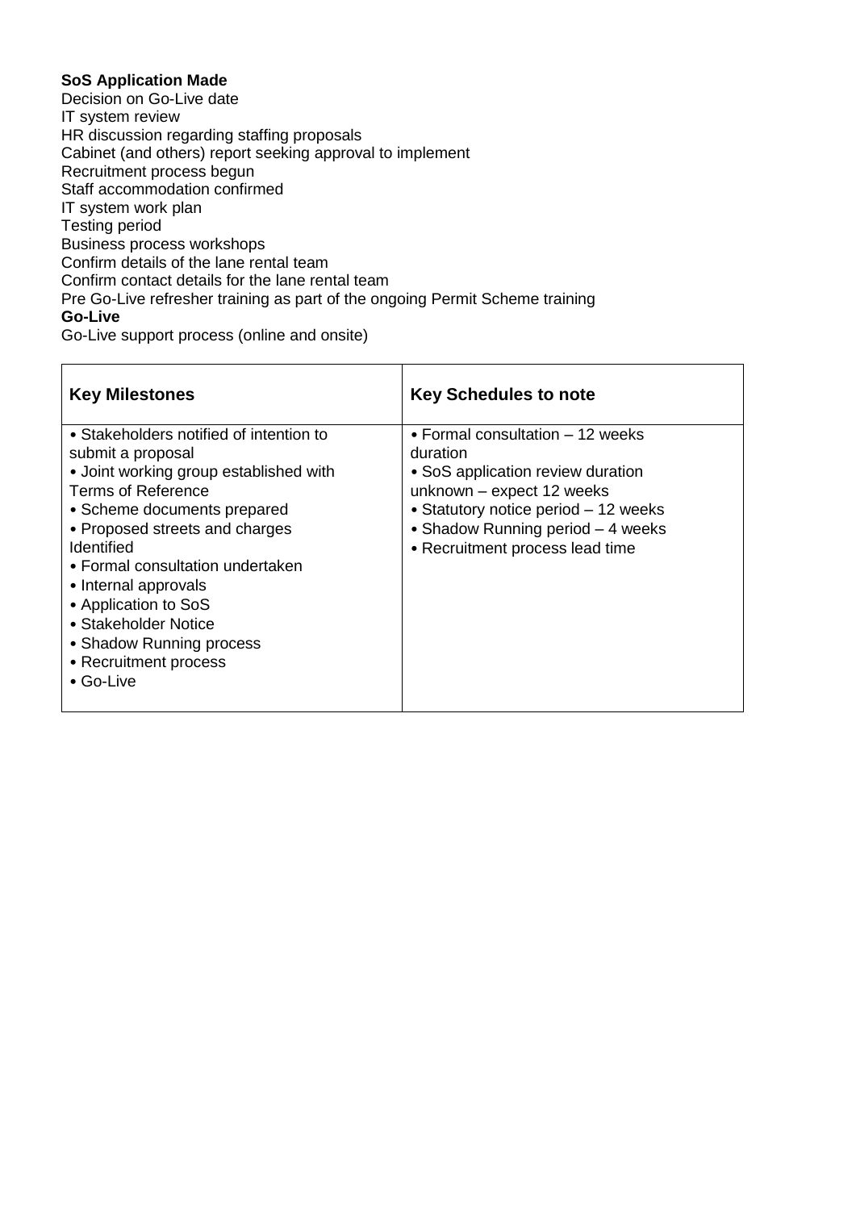**SoS Application Made**
Decision on Go-Live date
IT system review
HR discussion regarding staffing proposals
Cabinet (and others) report seeking approval to implement
Recruitment process begun
Staff accommodation confirmed
IT system work plan
Testing period
Business process workshops
Confirm details of the lane rental team
Confirm contact details for the lane rental team
Pre Go-Live refresher training as part of the ongoing Permit Scheme training
**Go-Live**
Go-Live support process (online and onsite)

| **Key Milestones** | **Key Schedules to note** |
|---|---|
| • Stakeholders notified of intention to submit a proposal<br>• Joint working group established with Terms of Reference<br>• Scheme documents prepared<br>• Proposed streets and charges Identified<br>• Formal consultation undertaken<br>• Internal approvals<br>• Application to SoS<br>• Stakeholder Notice<br>• Shadow Running process<br>• Recruitment process<br>• Go-Live | • Formal consultation – 12 weeks duration<br>• SoS application review duration unknown – expect 12 weeks<br>• Statutory notice period – 12 weeks<br>• Shadow Running period – 4 weeks<br>• Recruitment process lead time |